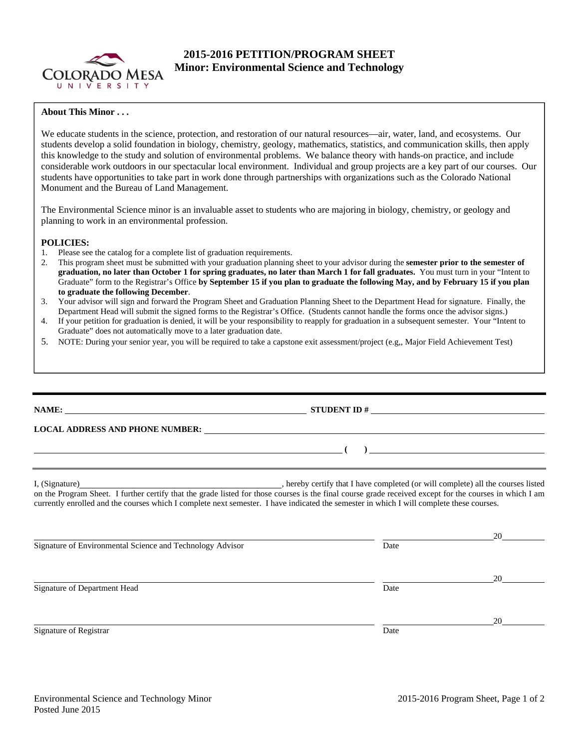# 2015-2016 PETITION/PROGRAM SHEET
## Minor: Environmental Science and Technology

**About This Minor . . .**

We educate students in the science, protection, and restoration of our natural resources—air, water, land, and ecosystems. Our students develop a solid foundation in biology, chemistry, geology, mathematics, statistics, and communication skills, then apply this knowledge to the study and solution of environmental problems. We balance theory with hands-on practice, and include considerable work outdoors in our spectacular local environment. Individual and group projects are a key part of our courses. Our students have opportunities to take part in work done through partnerships with organizations such as the Colorado National Monument and the Bureau of Land Management.

The Environmental Science minor is an invaluable asset to students who are majoring in biology, chemistry, or geology and planning to work in an environmental profession.

**POLICIES:**

1. Please see the catalog for a complete list of graduation requirements.
2. This program sheet must be submitted with your graduation planning sheet to your advisor during the **semester prior to the semester of graduation, no later than October 1 for spring graduates, no later than March 1 for fall graduates.** You must turn in your "Intent to Graduate" form to the Registrar's Office **by September 15 if you plan to graduate the following May, and by February 15 if you plan to graduate the following December**.
3. Your advisor will sign and forward the Program Sheet and Graduation Planning Sheet to the Department Head for signature. Finally, the Department Head will submit the signed forms to the Registrar's Office. (Students cannot handle the forms once the advisor signs.)
4. If your petition for graduation is denied, it will be your responsibility to reapply for graduation in a subsequent semester. Your "Intent to Graduate" does not automatically move to a later graduation date.
5. NOTE: During your senior year, you will be required to take a capstone exit assessment/project (e.g,, Major Field Achievement Test)

**NAME:** ______________________________ **STUDENT ID #** ______________________________

**LOCAL ADDRESS AND PHONE NUMBER:** ______________________________

______________________________ **( )** ______________________________

I, (Signature)______________________________, hereby certify that I have completed (or will complete) all the courses listed on the Program Sheet. I further certify that the grade listed for those courses is the final course grade received except for the courses in which I am currently enrolled and the courses which I complete next semester. I have indicated the semester in which I will complete these courses.

______________________________ ______________ 20______
Signature of Environmental Science and Technology Advisor — Date

______________________________ ______________ 20______
Signature of Department Head — Date

______________________________ ______________ 20______
Signature of Registrar — Date

Environmental Science and Technology Minor
Posted June 2015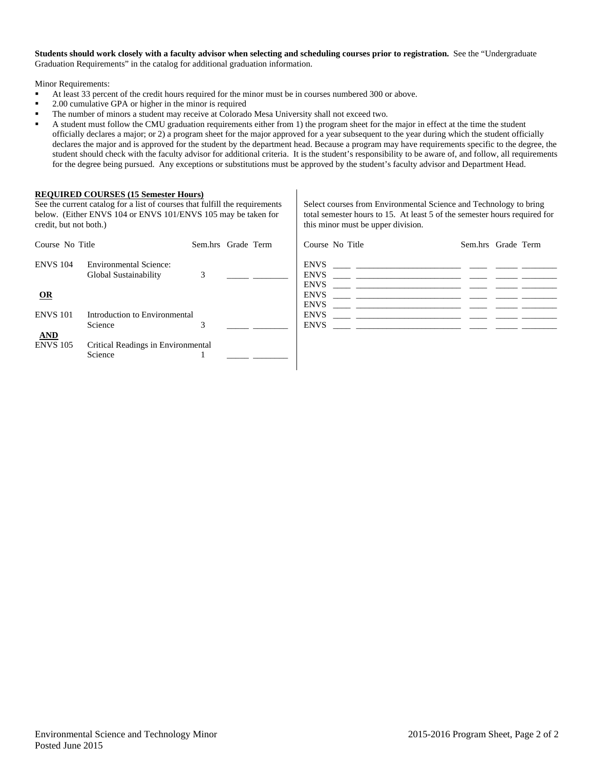**Students should work closely with a faculty advisor when selecting and scheduling courses prior to registration.** See the "Undergraduate Graduation Requirements" in the catalog for additional graduation information.

Minor Requirements:

- At least 33 percent of the credit hours required for the minor must be in courses numbered 300 or above.
- 2.00 cumulative GPA or higher in the minor is required
- The number of minors a student may receive at Colorado Mesa University shall not exceed two.
- A student must follow the CMU graduation requirements either from 1) the program sheet for the major in effect at the time the student officially declares a major; or 2) a program sheet for the major approved for a year subsequent to the year during which the student officially declares the major and is approved for the student by the department head. Because a program may have requirements specific to the degree, the student should check with the faculty advisor for additional criteria. It is the student's responsibility to be aware of, and follow, all requirements for the degree being pursued. Any exceptions or substitutions must be approved by the student's faculty advisor and Department Head.

**REQUIRED COURSES (15 Semester Hours)**

See the current catalog for a list of courses that fulfill the requirements below. (Either ENVS 104 or ENVS 101/ENVS 105 may be taken for credit, but not both.)

| Course No | Title | Sem.hrs | Grade | Term |
|---|---|---|---|---|
| ENVS 104 | Environmental Science: Global Sustainability | 3 | _____ | ________ |
| **OR** | | | | |
| ENVS 101 | Introduction to Environmental Science | 3 | _____ | ________ |
| **AND** | | | | |
| ENVS 105 | Critical Readings in Environmental Science | 1 | _____ | ________ |

Select courses from Environmental Science and Technology to bring total semester hours to 15. At least 5 of the semester hours required for this minor must be upper division.

| Course No | Title | Sem.hrs | Grade | Term |
|---|---|---|---|---|
| ENVS ____ | ________________________ | ____ | _____ | ________ |
| ENVS ____ | ________________________ | ____ | _____ | ________ |
| ENVS ____ | ________________________ | ____ | _____ | ________ |
| ENVS ____ | ________________________ | ____ | _____ | ________ |
| ENVS ____ | ________________________ | ____ | _____ | ________ |
| ENVS ____ | ________________________ | ____ | _____ | ________ |
| ENVS ____ | ________________________ | ____ | _____ | ________ |